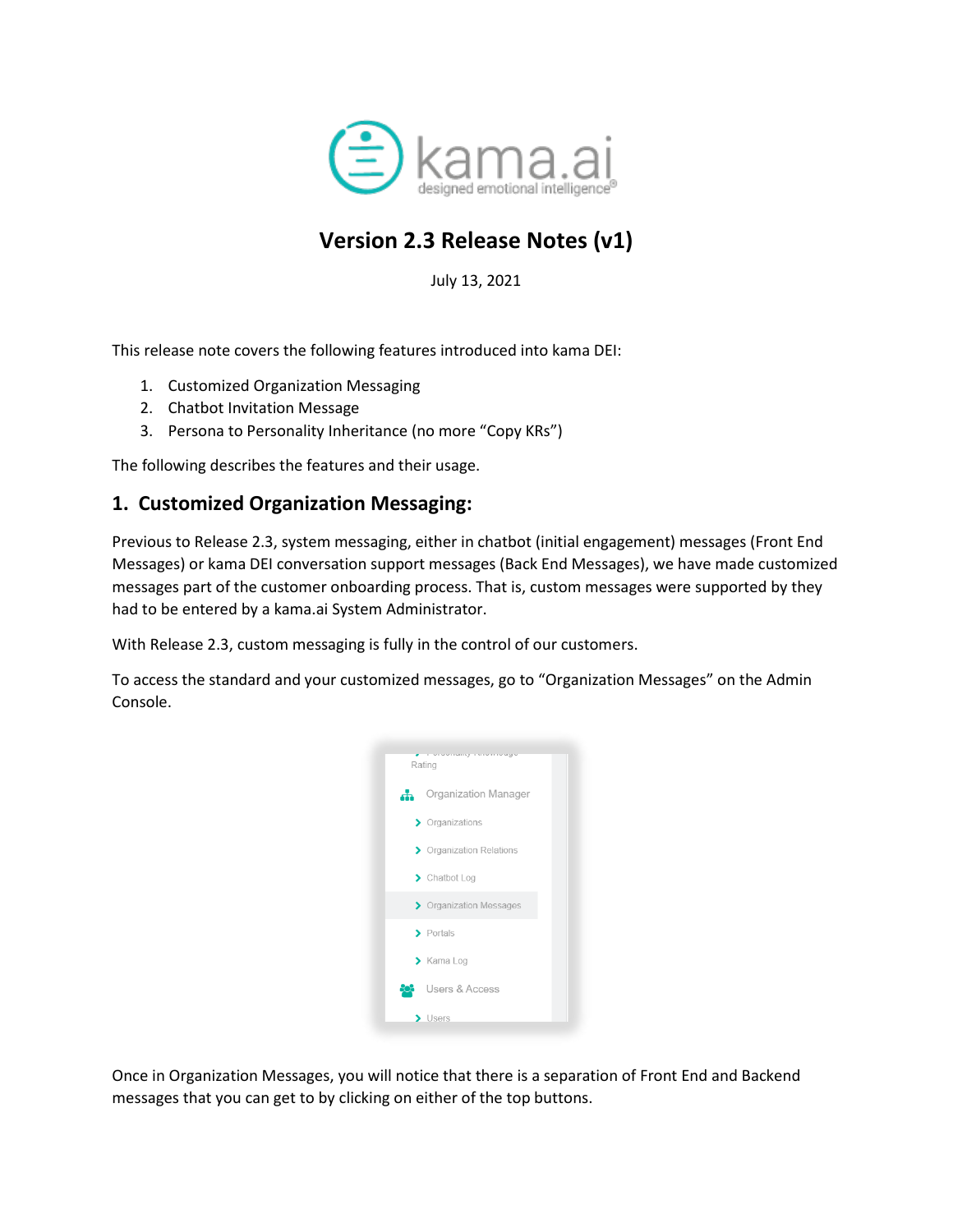# Version 2.3 Release Notes (v1)

July 13, 2021

This release note covers the following features introduced into kama DEI:

1. Customized Organization Messaging
2. Chatbot Invitation Message
3. Persona to Personality Inheritance (no more "Copy KRs")

The following describes the features and their usage.

## 1. Customized Organization Messaging:

Previous to Release 2.3, system messaging, either in chatbot (initial engagement) messages (Front End Messages) or kama DEI conversation support messages (Back End Messages), we have made customized messages part of the customer onboarding process. That is, custom messages were supported by they had to be entered by a kama.ai System Administrator.

With Release 2.3, custom messaging is fully in the control of our customers.

To access the standard and your customized messages, go to "Organization Messages" on the Admin Console.

Once in Organization Messages, you will notice that there is a separation of Front End and Backend messages that you can get to by clicking on either of the top buttons.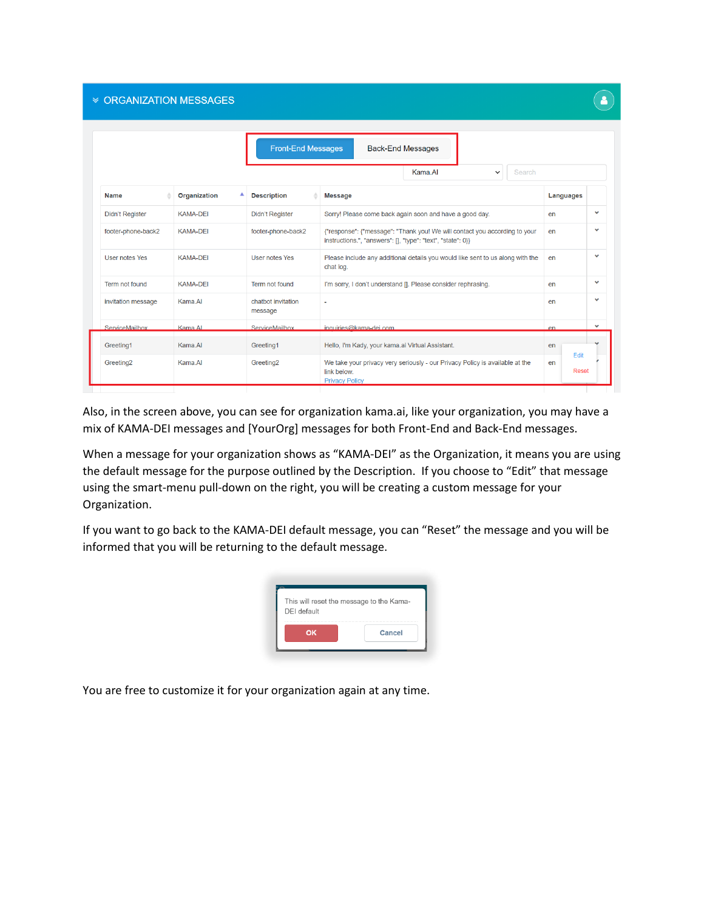## ORGANIZATION MESSAGES

Front-End Messages | Back-End Messages

Kama.AI

| Name | Organization | Description | Message | Languages |
|---|---|---|---|---|
| Didn't Register | KAMA-DEI | Didn't Register | Sorry! Please come back again soon and have a good day. | en |
| footer-phone-back2 | KAMA-DEI | footer-phone-back2 | {"response": {"message": "Thank you! We will contact you according to your instructions.", "answers": [], "type": "text", "state": 0}} | en |
| User notes Yes | KAMA-DEI | User notes Yes | Please include any additional details you would like sent to us along with the chat log. | en |
| Term not found | KAMA-DEI | Term not found | I'm sorry, I don't understand []. Please consider rephrasing. | en |
| invitation message | Kama.AI | chatbot invitation message | - | en |
| ServiceMailbox | Kama.AI | ServiceMailbox | inquiries@kama-dei.com | en |
| Greeting1 | Kama.AI | Greeting1 | Hello, I'm Kady, your kama.ai Virtual Assistant. | en |
| Greeting2 | Kama.AI | Greeting2 | We take your privacy very seriously - our Privacy Policy is available at the link below. Privacy Policy | en |

Edit
Reset

Also, in the screen above, you can see for organization kama.ai, like your organization, you may have a mix of KAMA-DEI messages and [YourOrg] messages for both Front-End and Back-End messages.

When a message for your organization shows as "KAMA-DEI" as the Organization, it means you are using the default message for the purpose outlined by the Description. If you choose to "Edit" that message using the smart-menu pull-down on the right, you will be creating a custom message for your Organization.

If you want to go back to the KAMA-DEI default message, you can "Reset" the message and you will be informed that you will be returning to the default message.

This will reset the message to the Kama-DEI default

OK | Cancel

You are free to customize it for your organization again at any time.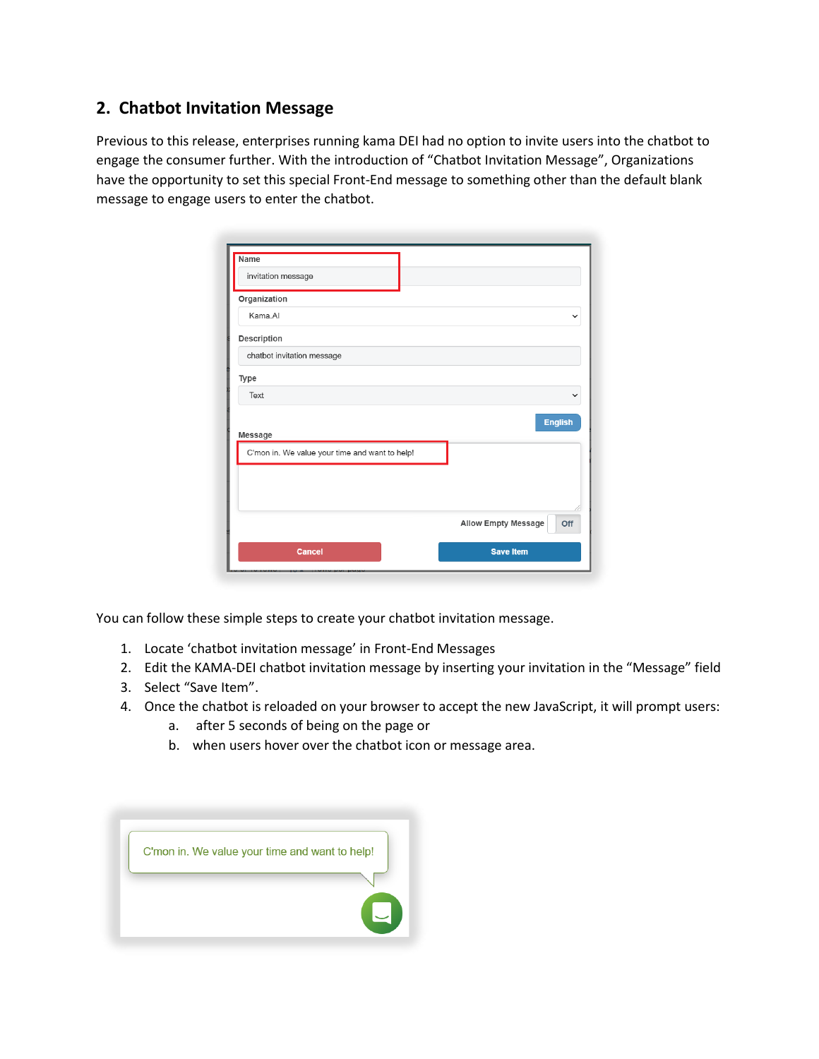## 2. Chatbot Invitation Message

Previous to this release, enterprises running kama DEI had no option to invite users into the chatbot to engage the consumer further. With the introduction of "Chatbot Invitation Message", Organizations have the opportunity to set this special Front-End message to something other than the default blank message to engage users to enter the chatbot.

You can follow these simple steps to create your chatbot invitation message.

1. Locate 'chatbot invitation message' in Front-End Messages
2. Edit the KAMA-DEI chatbot invitation message by inserting your invitation in the "Message" field
3. Select "Save Item".
4. Once the chatbot is reloaded on your browser to accept the new JavaScript, it will prompt users:
   a. after 5 seconds of being on the page or
   b. when users hover over the chatbot icon or message area.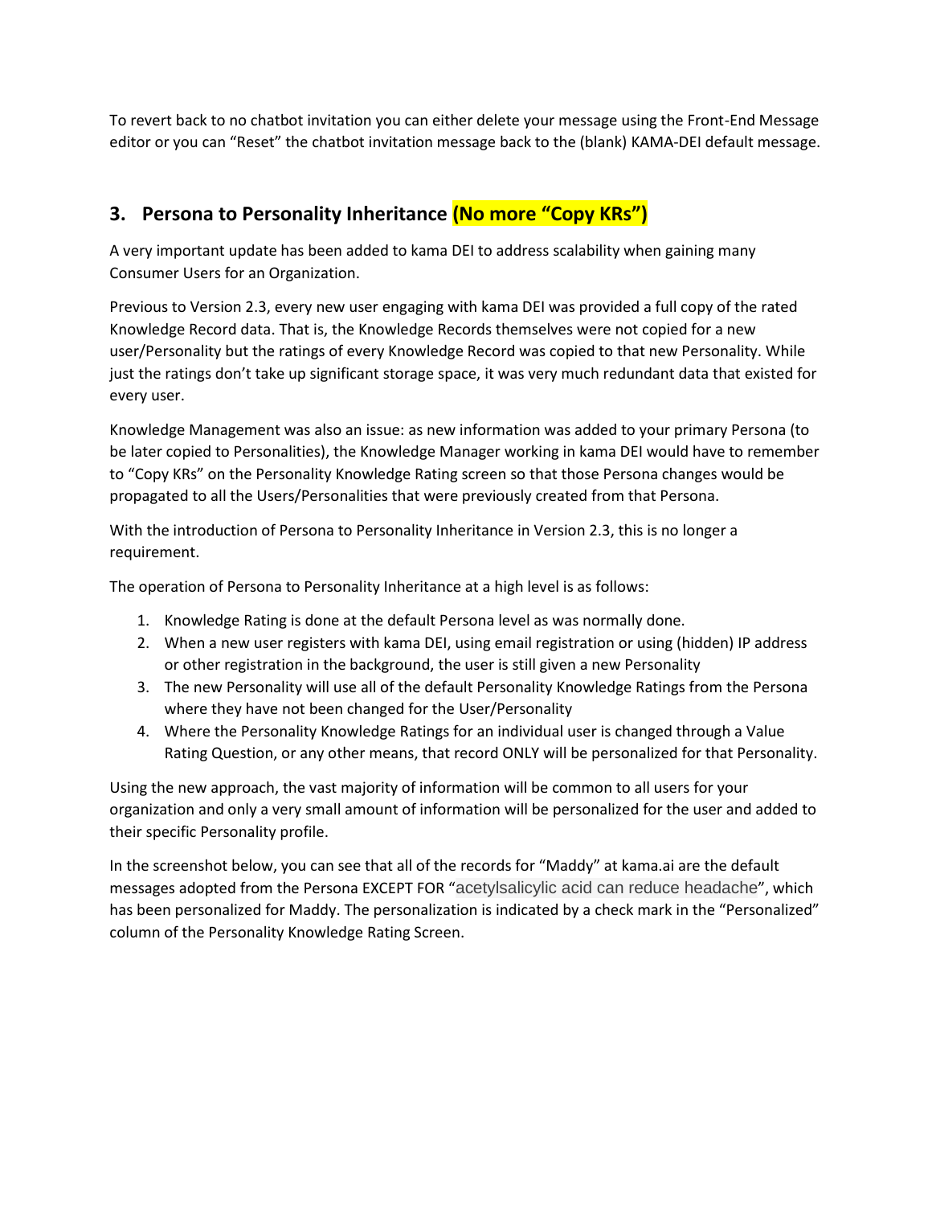To revert back to no chatbot invitation you can either delete your message using the Front-End Message editor or you can "Reset" the chatbot invitation message back to the (blank) KAMA-DEI default message.

## 3. Persona to Personality Inheritance (No more "Copy KRs")

A very important update has been added to kama DEI to address scalability when gaining many Consumer Users for an Organization.

Previous to Version 2.3, every new user engaging with kama DEI was provided a full copy of the rated Knowledge Record data. That is, the Knowledge Records themselves were not copied for a new user/Personality but the ratings of every Knowledge Record was copied to that new Personality. While just the ratings don't take up significant storage space, it was very much redundant data that existed for every user.

Knowledge Management was also an issue: as new information was added to your primary Persona (to be later copied to Personalities), the Knowledge Manager working in kama DEI would have to remember to "Copy KRs" on the Personality Knowledge Rating screen so that those Persona changes would be propagated to all the Users/Personalities that were previously created from that Persona.

With the introduction of Persona to Personality Inheritance in Version 2.3, this is no longer a requirement.

The operation of Persona to Personality Inheritance at a high level is as follows:

1. Knowledge Rating is done at the default Persona level as was normally done.
2. When a new user registers with kama DEI, using email registration or using (hidden) IP address or other registration in the background, the user is still given a new Personality
3. The new Personality will use all of the default Personality Knowledge Ratings from the Persona where they have not been changed for the User/Personality
4. Where the Personality Knowledge Ratings for an individual user is changed through a Value Rating Question, or any other means, that record ONLY will be personalized for that Personality.

Using the new approach, the vast majority of information will be common to all users for your organization and only a very small amount of information will be personalized for the user and added to their specific Personality profile.

In the screenshot below, you can see that all of the records for "Maddy" at kama.ai are the default messages adopted from the Persona EXCEPT FOR "acetylsalicylic acid can reduce headache", which has been personalized for Maddy. The personalization is indicated by a check mark in the "Personalized" column of the Personality Knowledge Rating Screen.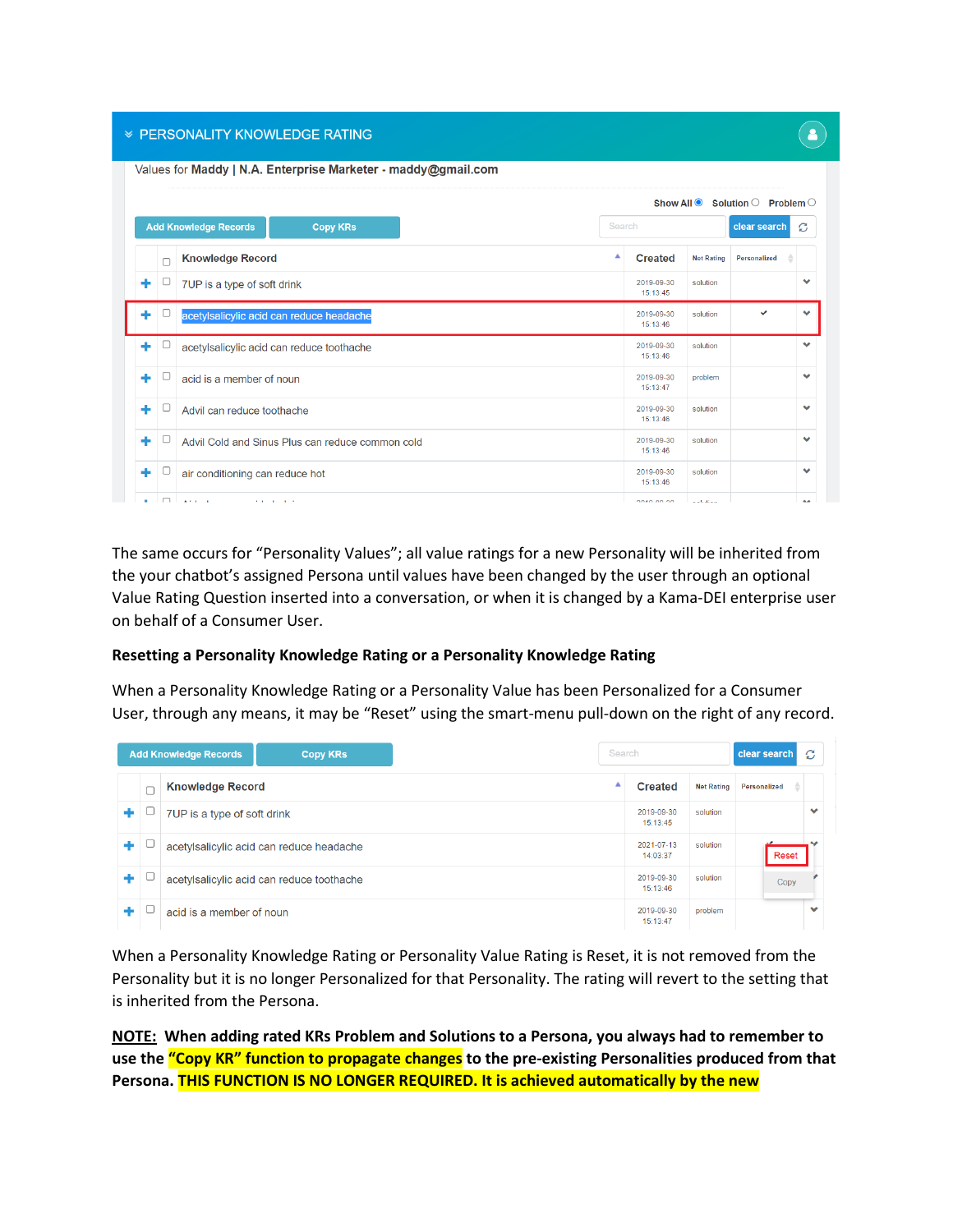# PERSONALITY KNOWLEDGE RATING

Values for **Maddy | N.A. Enterprise Marketer - maddy@gmail.com**

Show All ● Solution ○ Problem ○

Add Knowledge Records | Copy KRs | Search | clear search

| | Knowledge Record | Created | Net Rating | Personalized |
|---|---|---|---|---|
| + | 7UP is a type of soft drink | 2019-09-30 15:13:45 | solution | |
| + | acetylsalicylic acid can reduce headache | 2019-09-30 15:13:46 | solution | ✔ |
| + | acetylsalicylic acid can reduce toothache | 2019-09-30 15:13:46 | solution | |
| + | acid is a member of noun | 2019-09-30 15:13:47 | problem | |
| + | Advil can reduce toothache | 2019-09-30 15:13:46 | solution | |
| + | Advil Cold and Sinus Plus can reduce common cold | 2019-09-30 15:13:46 | solution | |
| + | air conditioning can reduce hot | 2019-09-30 15:13:46 | solution | |

The same occurs for "Personality Values"; all value ratings for a new Personality will be inherited from the your chatbot's assigned Persona until values have been changed by the user through an optional Value Rating Question inserted into a conversation, or when it is changed by a Kama-DEI enterprise user on behalf of a Consumer User.

**Resetting a Personality Knowledge Rating or a Personality Knowledge Rating**

When a Personality Knowledge Rating or a Personality Value has been Personalized for a Consumer User, through any means, it may be "Reset" using the smart-menu pull-down on the right of any record.

Add Knowledge Records | Copy KRs | Search | clear search

| | Knowledge Record | Created | Net Rating | Personalized |
|---|---|---|---|---|
| + | 7UP is a type of soft drink | 2019-09-30 15:13:45 | solution | |
| + | acetylsalicylic acid can reduce headache | 2021-07-13 14:03:37 | solution | ✔ (Reset / Copy) |
| + | acetylsalicylic acid can reduce toothache | 2019-09-30 15:13:46 | solution | |
| + | acid is a member of noun | 2019-09-30 15:13:47 | problem | |

When a Personality Knowledge Rating or Personality Value Rating is Reset, it is not removed from the Personality but it is no longer Personalized for that Personality. The rating will revert to the setting that is inherited from the Persona.

**NOTE: When adding rated KRs Problem and Solutions to a Persona, you always had to remember to use the "Copy KR" function to propagate changes to the pre-existing Personalities produced from that Persona. THIS FUNCTION IS NO LONGER REQUIRED. It is achieved automatically by the new**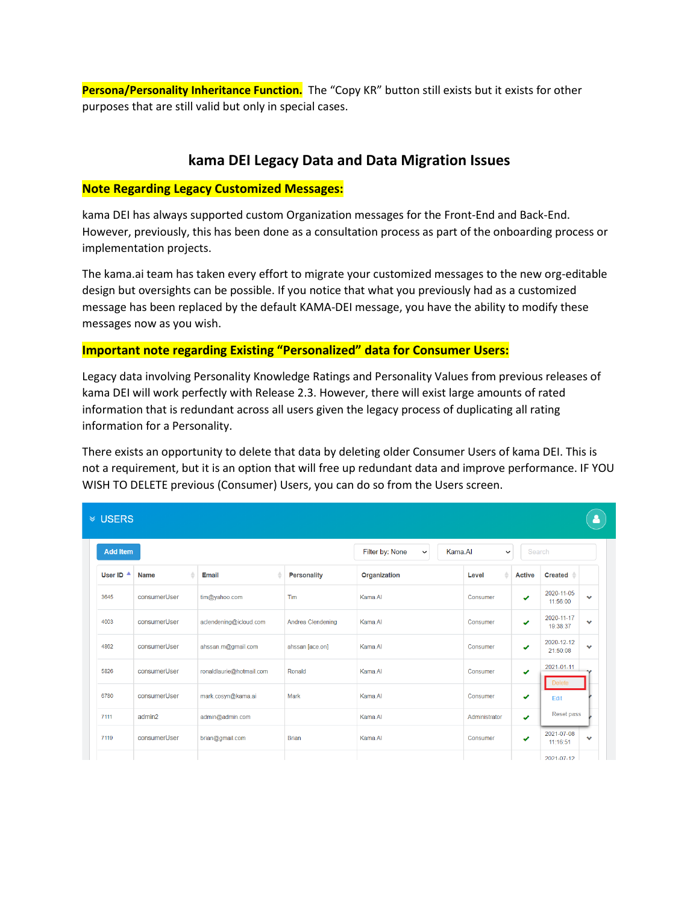**Persona/Personality Inheritance Function.** The "Copy KR" button still exists but it exists for other purposes that are still valid but only in special cases.

## kama DEI Legacy Data and Data Migration Issues

**Note Regarding Legacy Customized Messages:**

kama DEI has always supported custom Organization messages for the Front-End and Back-End. However, previously, this has been done as a consultation process as part of the onboarding process or implementation projects.

The kama.ai team has taken every effort to migrate your customized messages to the new org-editable design but oversights can be possible. If you notice that what you previously had as a customized message has been replaced by the default KAMA-DEI message, you have the ability to modify these messages now as you wish.

**Important note regarding Existing "Personalized" data for Consumer Users:**

Legacy data involving Personality Knowledge Ratings and Personality Values from previous releases of kama DEI will work perfectly with Release 2.3. However, there will exist large amounts of rated information that is redundant across all users given the legacy process of duplicating all rating information for a Personality.

There exists an opportunity to delete that data by deleting older Consumer Users of kama DEI. This is not a requirement, but it is an option that will free up redundant data and improve performance. IF YOU WISH TO DELETE previous (Consumer) Users, you can do so from the Users screen.

USERS

Add Item | Filter by: None | Kama.AI | Search

| User ID | Name | Email | Personality | Organization | Level | Active | Created |
|---|---|---|---|---|---|---|---|
| 3645 | consumerUser | tim@yahoo.com | Tim | Kama.AI | Consumer | ✔ | 2020-11-05 11:56:00 |
| 4003 | consumerUser | aclendening@icloud.com | Andrea Clendening | Kama.AI | Consumer | ✔ | 2020-11-17 19:38:37 |
| 4862 | consumerUser | ahssan.m@gmail.com | ahssan [ace.on] | Kama.AI | Consumer | ✔ | 2020-12-12 21:50:08 |
| 5826 | consumerUser | ronaldlaurie@hotmail.com | Ronald | Kama.AI | Consumer | ✔ | 2021-01-11 |
| 6780 | consumerUser | mark.cosyn@kama.ai | Mark | Kama.AI | Consumer | ✔ | |
| 7111 | admin2 | admin@admin.com | | Kama.AI | Administrator | ✔ | |
| 7119 | consumerUser | brian@gmail.com | Brian | Kama.AI | Consumer | ✔ | 2021-07-08 11:16:51 |
| | | | | | | | 2021-07-12 |

Delete
Edit
Reset pass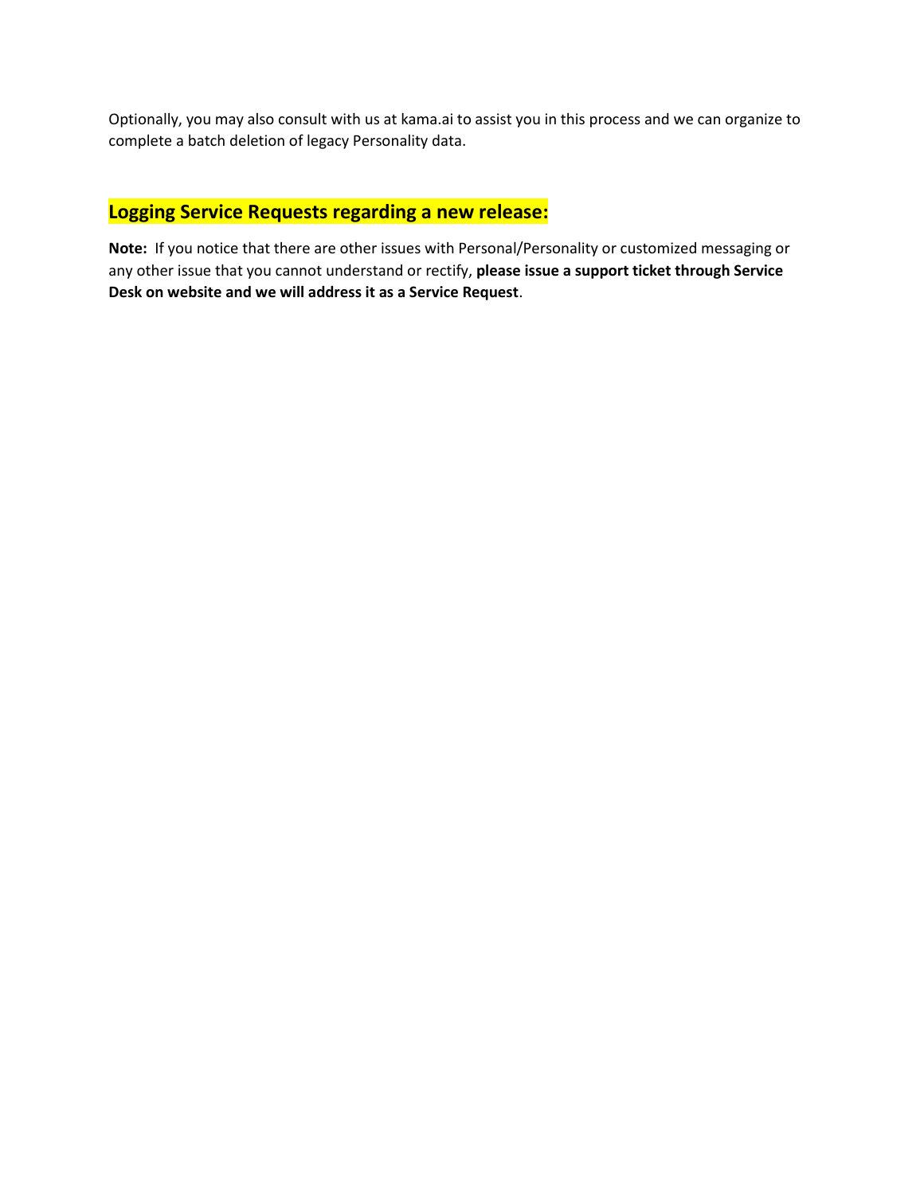Optionally, you may also consult with us at kama.ai to assist you in this process and we can organize to complete a batch deletion of legacy Personality data.

## Logging Service Requests regarding a new release:

**Note:** If you notice that there are other issues with Personal/Personality or customized messaging or any other issue that you cannot understand or rectify, **please issue a support ticket through Service Desk on website and we will address it as a Service Request**.